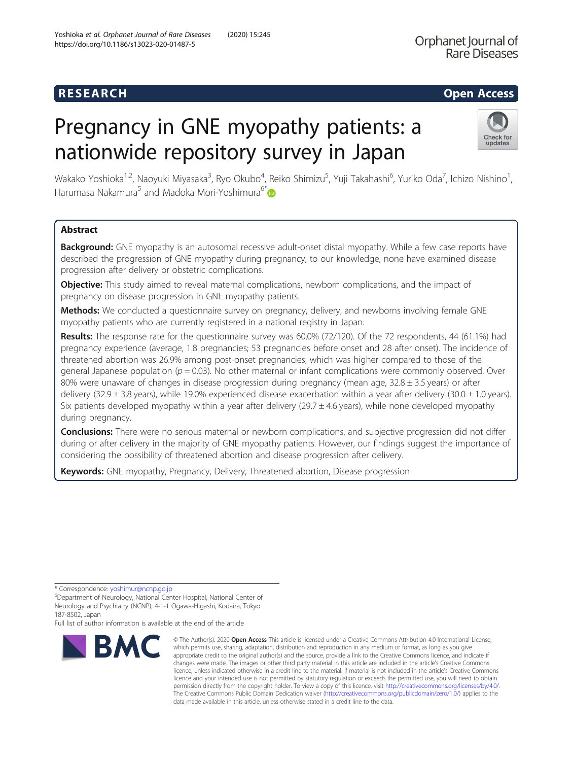RESEARCH

Open Access

# Pregnancy in GNE myopathy patients: a nationwide repository survey in Japan

Wakako Yoshioka[1,2], Naoyuki Miyasaka[3], Ryo Okubo[4], Reiko Shimizu[5], Yuji Takahashi[6], Yuriko Oda[7], Ichizo Nishino[1], Harumasa Nakamura[5] and Madoka Mori-Yoshimura[6*]

## Abstract

**Background:** GNE myopathy is an autosomal recessive adult-onset distal myopathy. While a few case reports have described the progression of GNE myopathy during pregnancy, to our knowledge, none have examined disease progression after delivery or obstetric complications.

**Objective:** This study aimed to reveal maternal complications, newborn complications, and the impact of pregnancy on disease progression in GNE myopathy patients.

**Methods:** We conducted a questionnaire survey on pregnancy, delivery, and newborns involving female GNE myopathy patients who are currently registered in a national registry in Japan.

**Results:** The response rate for the questionnaire survey was 60.0% (72/120). Of the 72 respondents, 44 (61.1%) had pregnancy experience (average, 1.8 pregnancies; 53 pregnancies before onset and 28 after onset). The incidence of threatened abortion was 26.9% among post-onset pregnancies, which was higher compared to those of the general Japanese population ($p = 0.03$). No other maternal or infant complications were commonly observed. Over 80% were unaware of changes in disease progression during pregnancy (mean age, 32.8 ± 3.5 years) or after delivery (32.9 ± 3.8 years), while 19.0% experienced disease exacerbation within a year after delivery (30.0 ± 1.0 years). Six patients developed myopathy within a year after delivery (29.7 ± 4.6 years), while none developed myopathy during pregnancy.

**Conclusions:** There were no serious maternal or newborn complications, and subjective progression did not differ during or after delivery in the majority of GNE myopathy patients. However, our findings suggest the importance of considering the possibility of threatened abortion and disease progression after delivery.

**Keywords:** GNE myopathy, Pregnancy, Delivery, Threatened abortion, Disease progression

\* Correspondence: yoshimur@ncnp.go.jp

[6]Department of Neurology, National Center Hospital, National Center of Neurology and Psychiatry (NCNP), 4-1-1 Ogawa-Higashi, Kodaira, Tokyo 187-8502, Japan

Full list of author information is available at the end of the article

© The Author(s). 2020 **Open Access** This article is licensed under a Creative Commons Attribution 4.0 International License, which permits use, sharing, adaptation, distribution and reproduction in any medium or format, as long as you give appropriate credit to the original author(s) and the source, provide a link to the Creative Commons licence, and indicate if changes were made. The images or other third party material in this article are included in the article's Creative Commons licence, unless indicated otherwise in a credit line to the material. If material is not included in the article's Creative Commons licence and your intended use is not permitted by statutory regulation or exceeds the permitted use, you will need to obtain permission directly from the copyright holder. To view a copy of this licence, visit http://creativecommons.org/licenses/by/4.0/. The Creative Commons Public Domain Dedication waiver (http://creativecommons.org/publicdomain/zero/1.0/) applies to the data made available in this article, unless otherwise stated in a credit line to the data.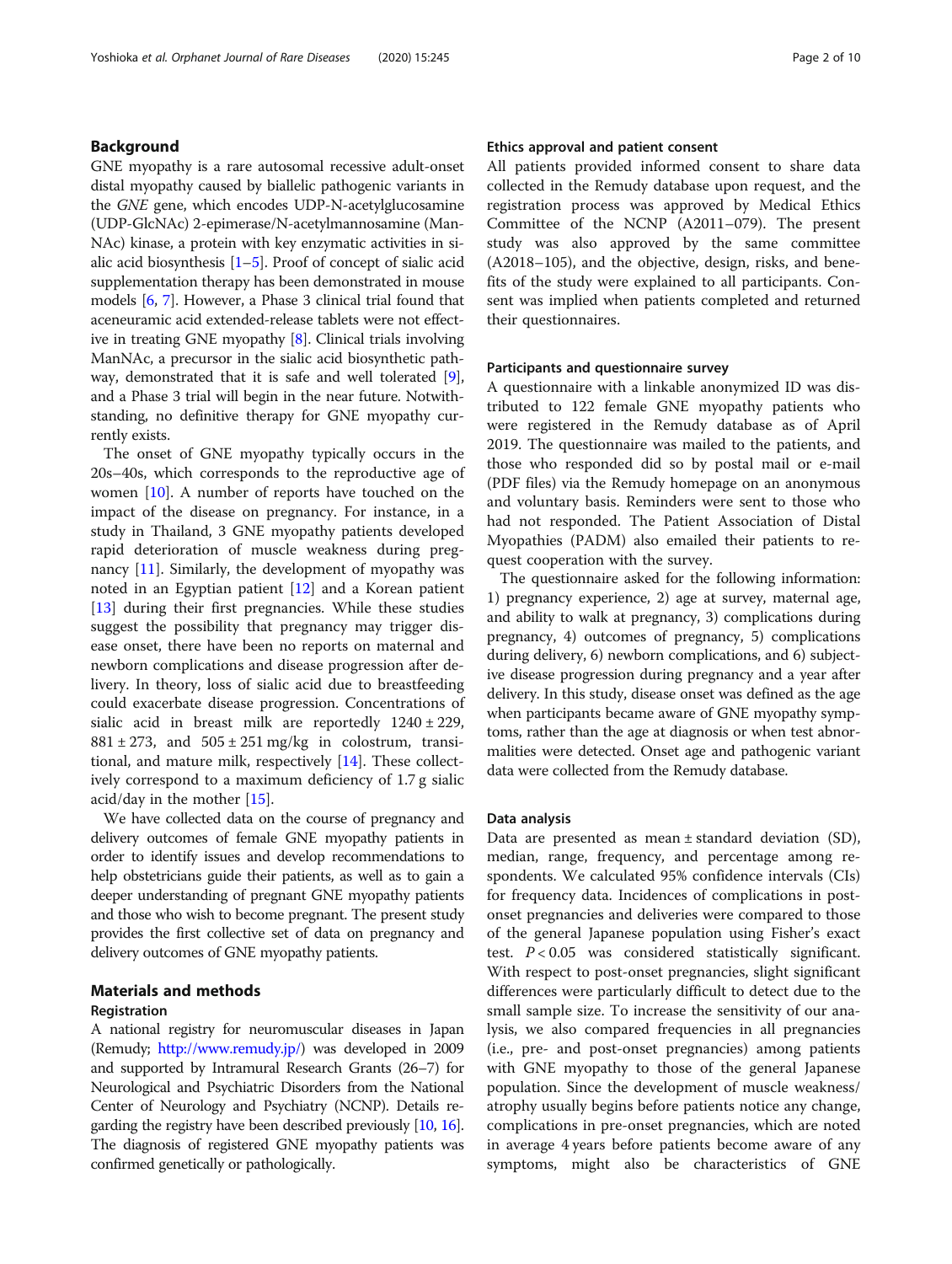## Background

GNE myopathy is a rare autosomal recessive adult-onset distal myopathy caused by biallelic pathogenic variants in the *GNE* gene, which encodes UDP-N-acetylglucosamine (UDP-GlcNAc) 2-epimerase/N-acetylmannosamine (ManNAc) kinase, a protein with key enzymatic activities in sialic acid biosynthesis [1–5]. Proof of concept of sialic acid supplementation therapy has been demonstrated in mouse models [6, 7]. However, a Phase 3 clinical trial found that aceneuramic acid extended-release tablets were not effective in treating GNE myopathy [8]. Clinical trials involving ManNAc, a precursor in the sialic acid biosynthetic pathway, demonstrated that it is safe and well tolerated [9], and a Phase 3 trial will begin in the near future. Notwithstanding, no definitive therapy for GNE myopathy currently exists.

The onset of GNE myopathy typically occurs in the 20s–40s, which corresponds to the reproductive age of women [10]. A number of reports have touched on the impact of the disease on pregnancy. For instance, in a study in Thailand, 3 GNE myopathy patients developed rapid deterioration of muscle weakness during pregnancy [11]. Similarly, the development of myopathy was noted in an Egyptian patient [12] and a Korean patient [13] during their first pregnancies. While these studies suggest the possibility that pregnancy may trigger disease onset, there have been no reports on maternal and newborn complications and disease progression after delivery. In theory, loss of sialic acid due to breastfeeding could exacerbate disease progression. Concentrations of sialic acid in breast milk are reportedly $1240 \pm 229$, $881 \pm 273$, and $505 \pm 251$ mg/kg in colostrum, transitional, and mature milk, respectively [14]. These collectively correspond to a maximum deficiency of 1.7 g sialic acid/day in the mother [15].

We have collected data on the course of pregnancy and delivery outcomes of female GNE myopathy patients in order to identify issues and develop recommendations to help obstetricians guide their patients, as well as to gain a deeper understanding of pregnant GNE myopathy patients and those who wish to become pregnant. The present study provides the first collective set of data on pregnancy and delivery outcomes of GNE myopathy patients.

## Materials and methods

### Registration

A national registry for neuromuscular diseases in Japan (Remudy; http://www.remudy.jp/) was developed in 2009 and supported by Intramural Research Grants (26–7) for Neurological and Psychiatric Disorders from the National Center of Neurology and Psychiatry (NCNP). Details regarding the registry have been described previously [10, 16]. The diagnosis of registered GNE myopathy patients was confirmed genetically or pathologically.

### Ethics approval and patient consent

All patients provided informed consent to share data collected in the Remudy database upon request, and the registration process was approved by Medical Ethics Committee of the NCNP (A2011–079). The present study was also approved by the same committee (A2018–105), and the objective, design, risks, and benefits of the study were explained to all participants. Consent was implied when patients completed and returned their questionnaires.

### Participants and questionnaire survey

A questionnaire with a linkable anonymized ID was distributed to 122 female GNE myopathy patients who were registered in the Remudy database as of April 2019. The questionnaire was mailed to the patients, and those who responded did so by postal mail or e-mail (PDF files) via the Remudy homepage on an anonymous and voluntary basis. Reminders were sent to those who had not responded. The Patient Association of Distal Myopathies (PADM) also emailed their patients to request cooperation with the survey.

The questionnaire asked for the following information: 1) pregnancy experience, 2) age at survey, maternal age, and ability to walk at pregnancy, 3) complications during pregnancy, 4) outcomes of pregnancy, 5) complications during delivery, 6) newborn complications, and 6) subjective disease progression during pregnancy and a year after delivery. In this study, disease onset was defined as the age when participants became aware of GNE myopathy symptoms, rather than the age at diagnosis or when test abnormalities were detected. Onset age and pathogenic variant data were collected from the Remudy database.

### Data analysis

Data are presented as mean ± standard deviation (SD), median, range, frequency, and percentage among respondents. We calculated 95% confidence intervals (CIs) for frequency data. Incidences of complications in post-onset pregnancies and deliveries were compared to those of the general Japanese population using Fisher's exact test. $P < 0.05$ was considered statistically significant. With respect to post-onset pregnancies, slight significant differences were particularly difficult to detect due to the small sample size. To increase the sensitivity of our analysis, we also compared frequencies in all pregnancies (i.e., pre- and post-onset pregnancies) among patients with GNE myopathy to those of the general Japanese population. Since the development of muscle weakness/atrophy usually begins before patients notice any change, complications in pre-onset pregnancies, which are noted in average 4 years before patients become aware of any symptoms, might also be characteristics of GNE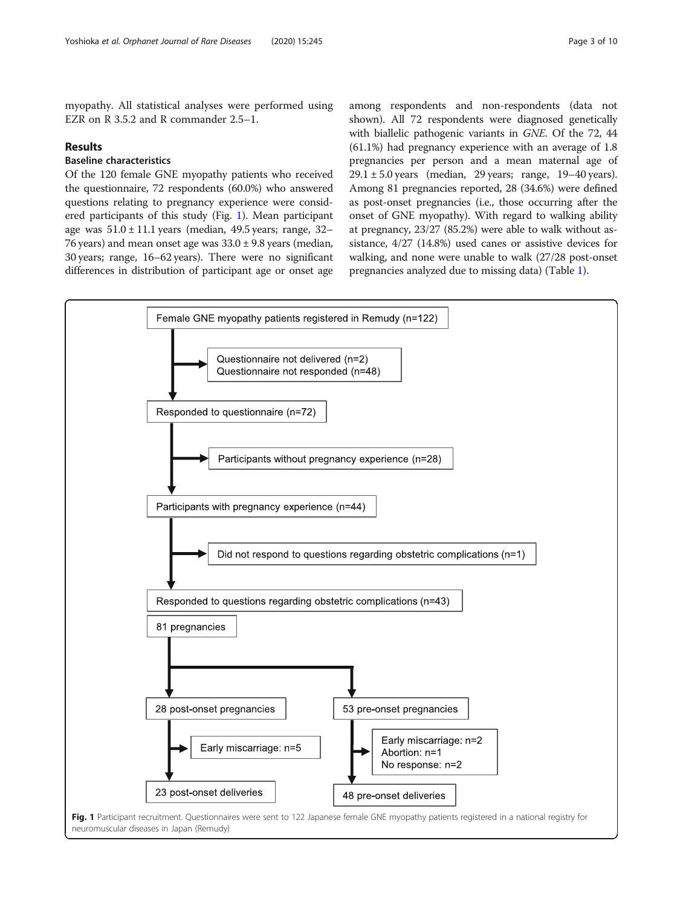myopathy. All statistical analyses were performed using EZR on R 3.5.2 and R commander 2.5–1.

## Results

### Baseline characteristics

Of the 120 female GNE myopathy patients who received the questionnaire, 72 respondents (60.0%) who answered questions relating to pregnancy experience were considered participants of this study (Fig. 1). Mean participant age was 51.0 ± 11.1 years (median, 49.5 years; range, 32–76 years) and mean onset age was 33.0 ± 9.8 years (median, 30 years; range, 16–62 years). There were no significant differences in distribution of participant age or onset age among respondents and non-respondents (data not shown). All 72 respondents were diagnosed genetically with biallelic pathogenic variants in *GNE*. Of the 72, 44 (61.1%) had pregnancy experience with an average of 1.8 pregnancies per person and a mean maternal age of 29.1 ± 5.0 years (median, 29 years; range, 19–40 years). Among 81 pregnancies reported, 28 (34.6%) were defined as post-onset pregnancies (i.e., those occurring after the onset of GNE myopathy). With regard to walking ability at pregnancy, 23/27 (85.2%) were able to walk without assistance, 4/27 (14.8%) used canes or assistive devices for walking, and none were unable to walk (27/28 post-onset pregnancies analyzed due to missing data) (Table 1).

Female GNE myopathy patients registered in Remudy (n=122)
→ Questionnaire not delivered (n=2); Questionnaire not responded (n=48)

Responded to questionnaire (n=72)
→ Participants without pregnancy experience (n=28)

Participants with pregnancy experience (n=44)
→ Did not respond to questions regarding obstetric complications (n=1)

Responded to questions regarding obstetric complications (n=43)

81 pregnancies

28 post-onset pregnancies
→ Early miscarriage: n=5
23 post-onset deliveries

53 pre-onset pregnancies
→ Early miscarriage: n=2; Abortion: n=1; No response: n=2
48 pre-onset deliveries

**Fig. 1** Participant recruitment. Questionnaires were sent to 122 Japanese female GNE myopathy patients registered in a national registry for neuromuscular diseases in Japan (Remudy)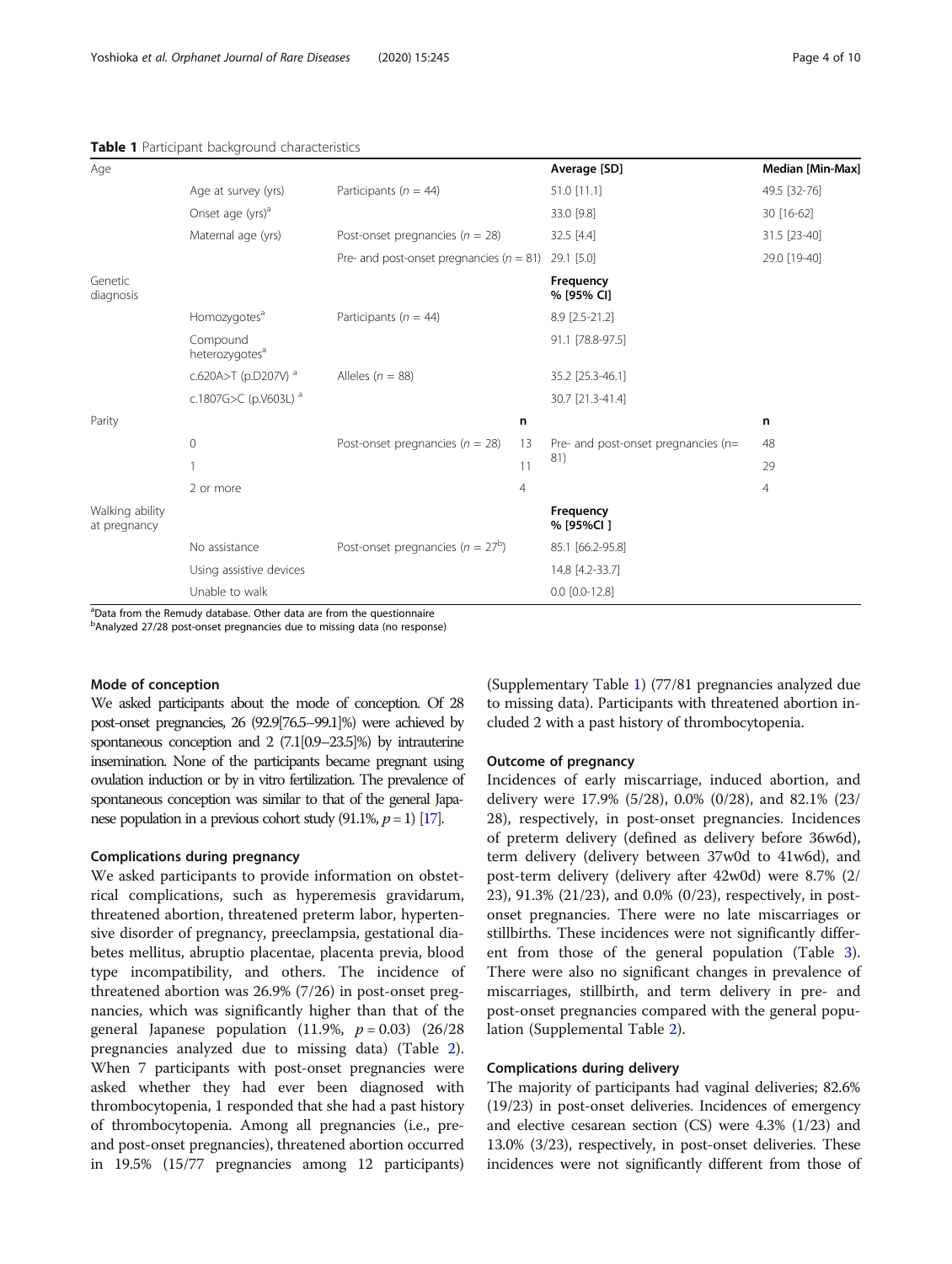**Table 1** Participant background characteristics

| Age | | | | Average [SD] | Median [Min-Max] |
|---|---|---|---|---|---|
| | Age at survey (yrs) | Participants ($n$ = 44) | | 51.0 [11.1] | 49.5 [32-76] |
| | Onset age (yrs)[a] | | | 33.0 [9.8] | 30 [16-62] |
| | Maternal age (yrs) | Post-onset pregnancies ($n$ = 28) | | 32.5 [4.4] | 31.5 [23-40] |
| | | Pre- and post-onset pregnancies ($n$ = 81) | | 29.1 [5.0] | 29.0 [19-40] |
| Genetic diagnosis | | | | Frequency % [95% CI] | |
| | Homozygotes[a] | Participants ($n$ = 44) | | 8.9 [2.5-21.2] | |
| | Compound heterozygotes[a] | | | 91.1 [78.8-97.5] | |
| | c.620A>T (p.D207V) [a] | Alleles ($n$ = 88) | | 35.2 [25.3-46.1] | |
| | c.1807G>C (p.V603L) [a] | | | 30.7 [21.3-41.4] | |
| Parity | | | n | | n |
| | 0 | Post-onset pregnancies ($n$ = 28) | 13 | Pre- and post-onset pregnancies (n= 81) | 48 |
| | 1 | | 11 | | 29 |
| | 2 or more | | 4 | | 4 |
| Walking ability at pregnancy | | | | Frequency % [95%CI ] | |
| | No assistance | Post-onset pregnancies ($n$ = 27[b]) | | 85.1 [66.2-95.8] | |
| | Using assistive devices | | | 14.8 [4.2-33.7] | |
| | Unable to walk | | | 0.0 [0.0-12.8] | |

[a]Data from the Remudy database. Other data are from the questionnaire
[b]Analyzed 27/28 post-onset pregnancies due to missing data (no response)

### Mode of conception

We asked participants about the mode of conception. Of 28 post-onset pregnancies, 26 (92.9[76.5–99.1]%) were achieved by spontaneous conception and 2 (7.1[0.9–23.5]%) by intrauterine insemination. None of the participants became pregnant using ovulation induction or by in vitro fertilization. The prevalence of spontaneous conception was similar to that of the general Japanese population in a previous cohort study (91.1%, $p = 1$) [17].

### Complications during pregnancy

We asked participants to provide information on obstetrical complications, such as hyperemesis gravidarum, threatened abortion, threatened preterm labor, hypertensive disorder of pregnancy, preeclampsia, gestational diabetes mellitus, abruptio placentae, placenta previa, blood type incompatibility, and others. The incidence of threatened abortion was 26.9% (7/26) in post-onset pregnancies, which was significantly higher than that of the general Japanese population (11.9%, $p = 0.03$) (26/28 pregnancies analyzed due to missing data) (Table 2). When 7 participants with post-onset pregnancies were asked whether they had ever been diagnosed with thrombocytopenia, 1 responded that she had a past history of thrombocytopenia. Among all pregnancies (i.e., pre- and post-onset pregnancies), threatened abortion occurred in 19.5% (15/77 pregnancies among 12 participants) (Supplementary Table 1) (77/81 pregnancies analyzed due to missing data). Participants with threatened abortion included 2 with a past history of thrombocytopenia.

### Outcome of pregnancy

Incidences of early miscarriage, induced abortion, and delivery were 17.9% (5/28), 0.0% (0/28), and 82.1% (23/28), respectively, in post-onset pregnancies. Incidences of preterm delivery (defined as delivery before 36w6d), term delivery (delivery between 37w0d to 41w6d), and post-term delivery (delivery after 42w0d) were 8.7% (2/23), 91.3% (21/23), and 0.0% (0/23), respectively, in post-onset pregnancies. There were no late miscarriages or stillbirths. These incidences were not significantly different from those of the general population (Table 3). There were also no significant changes in prevalence of miscarriages, stillbirth, and term delivery in pre- and post-onset pregnancies compared with the general population (Supplemental Table 2).

### Complications during delivery

The majority of participants had vaginal deliveries; 82.6% (19/23) in post-onset deliveries. Incidences of emergency and elective cesarean section (CS) were 4.3% (1/23) and 13.0% (3/23), respectively, in post-onset deliveries. These incidences were not significantly different from those of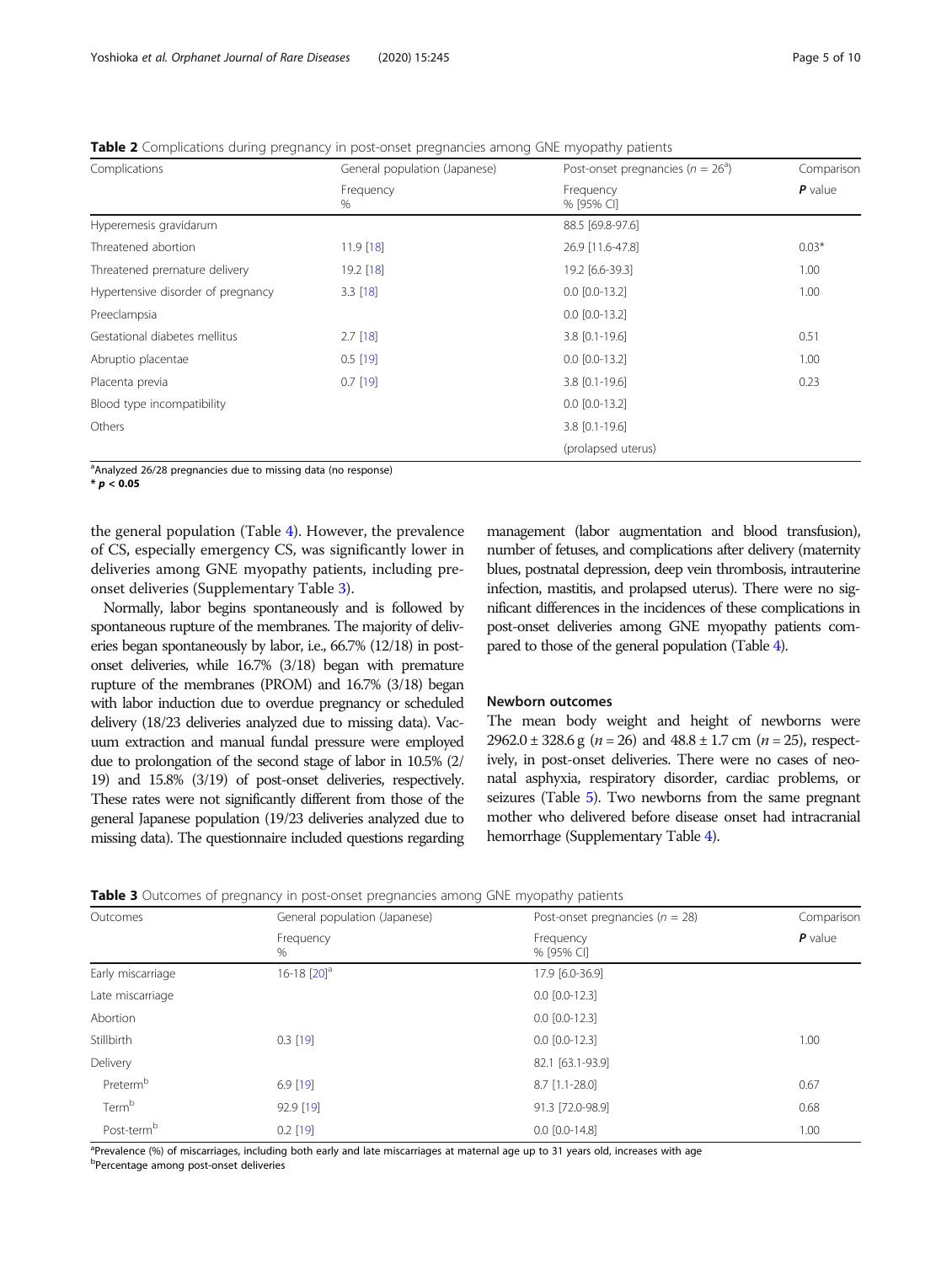**Table 2** Complications during pregnancy in post-onset pregnancies among GNE myopathy patients

| Complications | General population (Japanese) | Post-onset pregnancies ($n = 26$[a]) | Comparison |
|---|---|---|---|
| | Frequency % | Frequency % [95% CI] | ***P*** value |
| Hyperemesis gravidarum | | 88.5 [69.8-97.6] | |
| Threatened abortion | 11.9 [18] | 26.9 [11.6-47.8] | 0.03* |
| Threatened premature delivery | 19.2 [18] | 19.2 [6.6-39.3] | 1.00 |
| Hypertensive disorder of pregnancy | 3.3 [18] | 0.0 [0.0-13.2] | 1.00 |
| Preeclampsia | | 0.0 [0.0-13.2] | |
| Gestational diabetes mellitus | 2.7 [18] | 3.8 [0.1-19.6] | 0.51 |
| Abruptio placentae | 0.5 [19] | 0.0 [0.0-13.2] | 1.00 |
| Placenta previa | 0.7 [19] | 3.8 [0.1-19.6] | 0.23 |
| Blood type incompatibility | | 0.0 [0.0-13.2] | |
| Others | | 3.8 [0.1-19.6] (prolapsed uterus) | |

[a]Analyzed 26/28 pregnancies due to missing data (no response)
**\* $p < 0.05$**

the general population (Table 4). However, the prevalence of CS, especially emergency CS, was significantly lower in deliveries among GNE myopathy patients, including pre-onset deliveries (Supplementary Table 3).

Normally, labor begins spontaneously and is followed by spontaneous rupture of the membranes. The majority of deliveries began spontaneously by labor, i.e., 66.7% (12/18) in post-onset deliveries, while 16.7% (3/18) began with premature rupture of the membranes (PROM) and 16.7% (3/18) began with labor induction due to overdue pregnancy or scheduled delivery (18/23 deliveries analyzed due to missing data). Vacuum extraction and manual fundal pressure were employed due to prolongation of the second stage of labor in 10.5% (2/19) and 15.8% (3/19) of post-onset deliveries, respectively. These rates were not significantly different from those of the general Japanese population (19/23 deliveries analyzed due to missing data). The questionnaire included questions regarding management (labor augmentation and blood transfusion), number of fetuses, and complications after delivery (maternity blues, postnatal depression, deep vein thrombosis, intrauterine infection, mastitis, and prolapsed uterus). There were no significant differences in the incidences of these complications in post-onset deliveries among GNE myopathy patients compared to those of the general population (Table 4).

### Newborn outcomes

The mean body weight and height of newborns were 2962.0 ± 328.6 g ($n = 26$) and 48.8 ± 1.7 cm ($n = 25$), respectively, in post-onset deliveries. There were no cases of neonatal asphyxia, respiratory disorder, cardiac problems, or seizures (Table 5). Two newborns from the same pregnant mother who delivered before disease onset had intracranial hemorrhage (Supplementary Table 4).

**Table 3** Outcomes of pregnancy in post-onset pregnancies among GNE myopathy patients

| Outcomes | General population (Japanese) | Post-onset pregnancies ($n = 28$) | Comparison |
|---|---|---|---|
| | Frequency % | Frequency % [95% CI] | ***P*** value |
| Early miscarriage | 16-18 [20][a] | 17.9 [6.0-36.9] | |
| Late miscarriage | | 0.0 [0.0-12.3] | |
| Abortion | | 0.0 [0.0-12.3] | |
| Stillbirth | 0.3 [19] | 0.0 [0.0-12.3] | 1.00 |
| Delivery | | 82.1 [63.1-93.9] | |
| Preterm[b] | 6.9 [19] | 8.7 [1.1-28.0] | 0.67 |
| Term[b] | 92.9 [19] | 91.3 [72.0-98.9] | 0.68 |
| Post-term[b] | 0.2 [19] | 0.0 [0.0-14.8] | 1.00 |

[a]Prevalence (%) of miscarriages, including both early and late miscarriages at maternal age up to 31 years old, increases with age
[b]Percentage among post-onset deliveries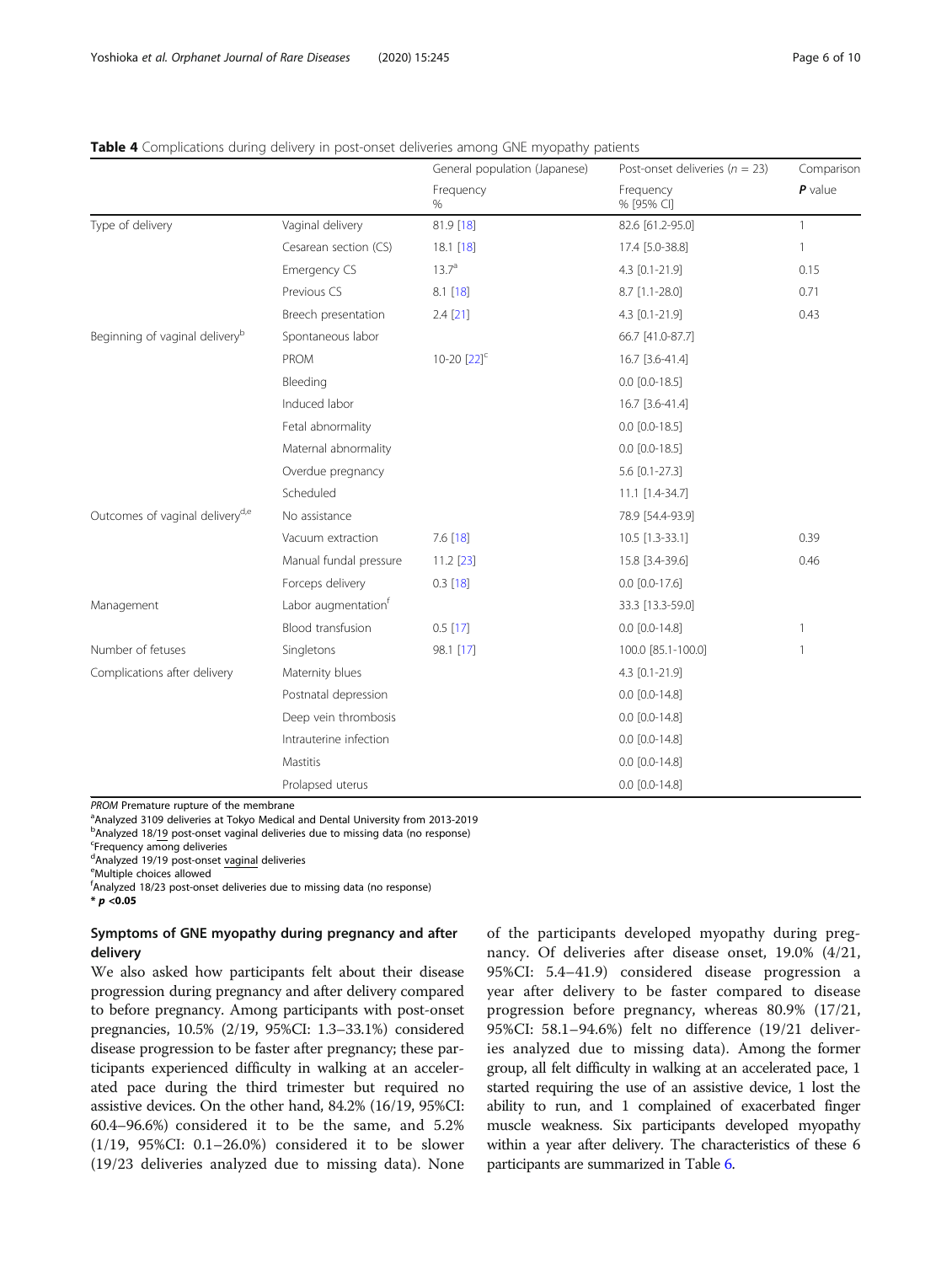**Table 4** Complications during delivery in post-onset deliveries among GNE myopathy patients

| | | General population (Japanese) | Post-onset deliveries ($n$ = 23) | Comparison |
|---|---|---|---|---|
| | | Frequency % | Frequency % [95% CI] | ***P*** value |
| Type of delivery | Vaginal delivery | 81.9 [18] | 82.6 [61.2-95.0] | 1 |
| | Cesarean section (CS) | 18.1 [18] | 17.4 [5.0-38.8] | 1 |
| | Emergency CS | 13.7[a] | 4.3 [0.1-21.9] | 0.15 |
| | Previous CS | 8.1 [18] | 8.7 [1.1-28.0] | 0.71 |
| | Breech presentation | 2.4 [21] | 4.3 [0.1-21.9] | 0.43 |
| Beginning of vaginal delivery[b] | Spontaneous labor | | 66.7 [41.0-87.7] | |
| | PROM | 10-20 [22][c] | 16.7 [3.6-41.4] | |
| | Bleeding | | 0.0 [0.0-18.5] | |
| | Induced labor | | 16.7 [3.6-41.4] | |
| | Fetal abnormality | | 0.0 [0.0-18.5] | |
| | Maternal abnormality | | 0.0 [0.0-18.5] | |
| | Overdue pregnancy | | 5.6 [0.1-27.3] | |
| | Scheduled | | 11.1 [1.4-34.7] | |
| Outcomes of vaginal delivery[d,e] | No assistance | | 78.9 [54.4-93.9] | |
| | Vacuum extraction | 7.6 [18] | 10.5 [1.3-33.1] | 0.39 |
| | Manual fundal pressure | 11.2 [23] | 15.8 [3.4-39.6] | 0.46 |
| | Forceps delivery | 0.3 [18] | 0.0 [0.0-17.6] | |
| Management | Labor augmentation[f] | | 33.3 [13.3-59.0] | |
| | Blood transfusion | 0.5 [17] | 0.0 [0.0-14.8] | 1 |
| Number of fetuses | Singletons | 98.1 [17] | 100.0 [85.1-100.0] | 1 |
| Complications after delivery | Maternity blues | | 4.3 [0.1-21.9] | |
| | Postnatal depression | | 0.0 [0.0-14.8] | |
| | Deep vein thrombosis | | 0.0 [0.0-14.8] | |
| | Intrauterine infection | | 0.0 [0.0-14.8] | |
| | Mastitis | | 0.0 [0.0-14.8] | |
| | Prolapsed uterus | | 0.0 [0.0-14.8] | |

*PROM* Premature rupture of the membrane

[a]Analyzed 3109 deliveries at Tokyo Medical and Dental University from 2013-2019

[b]Analyzed 18/19 post-onset vaginal deliveries due to missing data (no response)

[c]Frequency among deliveries

[d]Analyzed 19/19 post-onset vaginal deliveries

[e]Multiple choices allowed

[f]Analyzed 18/23 post-onset deliveries due to missing data (no response)

\* $p$ <0.05

## Symptoms of GNE myopathy during pregnancy and after delivery

We also asked how participants felt about their disease progression during pregnancy and after delivery compared to before pregnancy. Among participants with post-onset pregnancies, 10.5% (2/19, 95%CI: 1.3–33.1%) considered disease progression to be faster after pregnancy; these participants experienced difficulty in walking at an accelerated pace during the third trimester but required no assistive devices. On the other hand, 84.2% (16/19, 95%CI: 60.4–96.6%) considered it to be the same, and 5.2% (1/19, 95%CI: 0.1–26.0%) considered it to be slower (19/23 deliveries analyzed due to missing data). None of the participants developed myopathy during pregnancy. Of deliveries after disease onset, 19.0% (4/21, 95%CI: 5.4–41.9) considered disease progression a year after delivery to be faster compared to disease progression before pregnancy, whereas 80.9% (17/21, 95%CI: 58.1–94.6%) felt no difference (19/21 deliveries analyzed due to missing data). Among the former group, all felt difficulty in walking at an accelerated pace, 1 started requiring the use of an assistive device, 1 lost the ability to run, and 1 complained of exacerbated finger muscle weakness. Six participants developed myopathy within a year after delivery. The characteristics of these 6 participants are summarized in Table 6.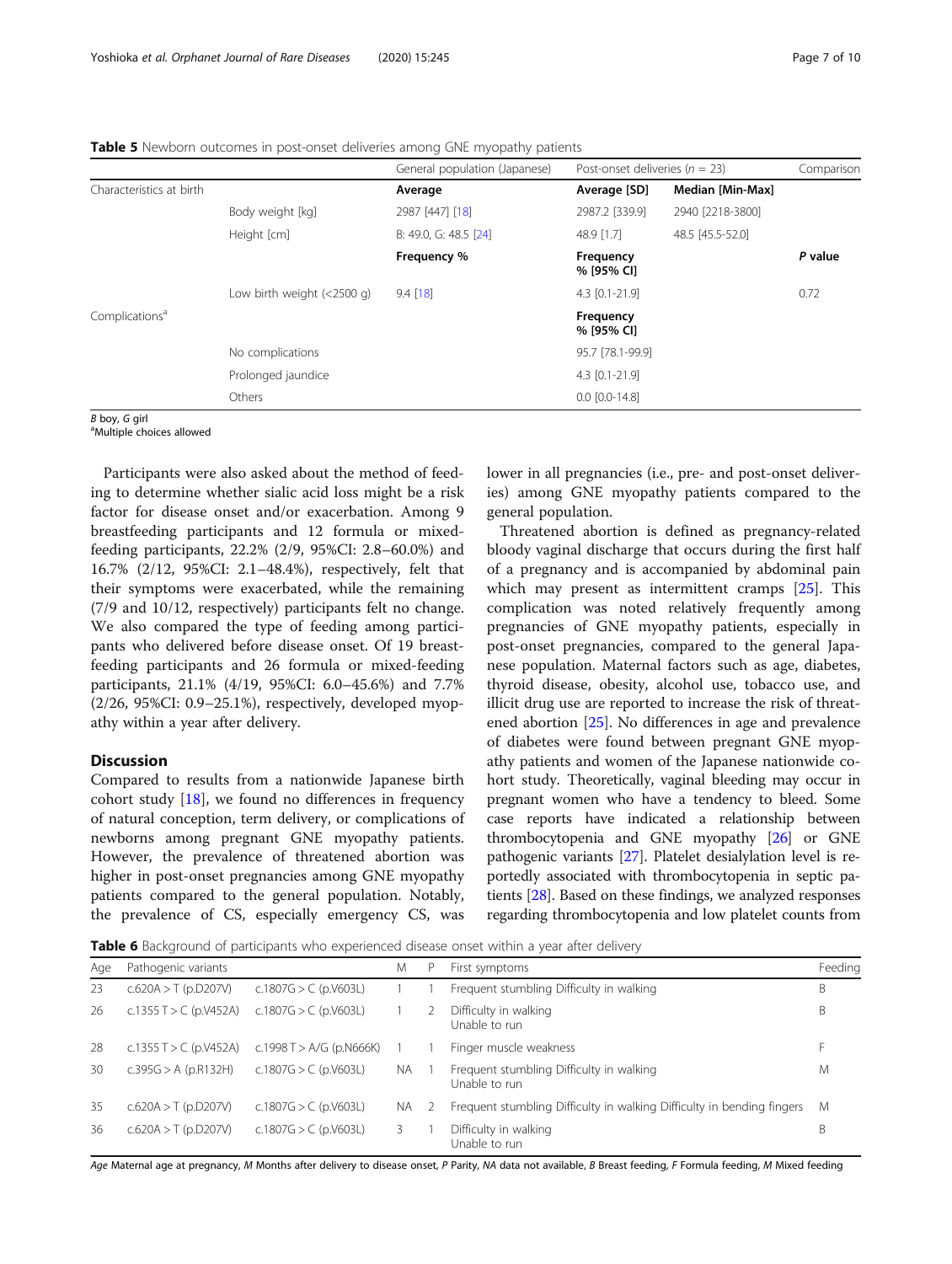**Table 5** Newborn outcomes in post-onset deliveries among GNE myopathy patients

| | | General population (Japanese) | Post-onset deliveries ($n$ = 23) | | Comparison |
|---|---|---|---|---|---|
| Characteristics at birth | | **Average** | **Average [SD]** | **Median [Min-Max]** | |
| | Body weight [kg] | 2987 [447] [18] | 2987.2 [339.9] | 2940 [2218-3800] | |
| | Height [cm] | B: 49.0, G: 48.5 [24] | 48.9 [1.7] | 48.5 [45.5-52.0] | |
| | | **Frequency %** | **Frequency % [95% CI]** | | ***P* value** |
| | Low birth weight (<2500 g) | 9.4 [18] | 4.3 [0.1-21.9] | | 0.72 |
| Complications[a] | | | **Frequency % [95% CI]** | | |
| | No complications | | 95.7 [78.1-99.9] | | |
| | Prolonged jaundice | | 4.3 [0.1-21.9] | | |
| | Others | | 0.0 [0.0-14.8] | | |

*B* boy, *G* girl
[a]Multiple choices allowed

Participants were also asked about the method of feeding to determine whether sialic acid loss might be a risk factor for disease onset and/or exacerbation. Among 9 breastfeeding participants and 12 formula or mixed-feeding participants, 22.2% (2/9, 95%CI: 2.8–60.0%) and 16.7% (2/12, 95%CI: 2.1–48.4%), respectively, felt that their symptoms were exacerbated, while the remaining (7/9 and 10/12, respectively) participants felt no change. We also compared the type of feeding among participants who delivered before disease onset. Of 19 breastfeeding participants and 26 formula or mixed-feeding participants, 21.1% (4/19, 95%CI: 6.0–45.6%) and 7.7% (2/26, 95%CI: 0.9–25.1%), respectively, developed myopathy within a year after delivery.

## Discussion

Compared to results from a nationwide Japanese birth cohort study [18], we found no differences in frequency of natural conception, term delivery, or complications of newborns among pregnant GNE myopathy patients. However, the prevalence of threatened abortion was higher in post-onset pregnancies among GNE myopathy patients compared to the general population. Notably, the prevalence of CS, especially emergency CS, was lower in all pregnancies (i.e., pre- and post-onset deliveries) among GNE myopathy patients compared to the general population.

Threatened abortion is defined as pregnancy-related bloody vaginal discharge that occurs during the first half of a pregnancy and is accompanied by abdominal pain which may present as intermittent cramps [25]. This complication was noted relatively frequently among pregnancies of GNE myopathy patients, especially in post-onset pregnancies, compared to the general Japanese population. Maternal factors such as age, diabetes, thyroid disease, obesity, alcohol use, tobacco use, and illicit drug use are reported to increase the risk of threatened abortion [25]. No differences in age and prevalence of diabetes were found between pregnant GNE myopathy patients and women of the Japanese nationwide cohort study. Theoretically, vaginal bleeding may occur in pregnant women who have a tendency to bleed. Some case reports have indicated a relationship between thrombocytopenia and GNE myopathy [26] or GNE pathogenic variants [27]. Platelet desialylation level is reportedly associated with thrombocytopenia in septic patients [28]. Based on these findings, we analyzed responses regarding thrombocytopenia and low platelet counts from

**Table 6** Background of participants who experienced disease onset within a year after delivery

| Age | Pathogenic variants | | M | P | First symptoms | Feeding |
|---|---|---|---|---|---|---|
| 23 | c.620A > T (p.D207V) | c.1807G > C (p.V603L) | 1 | 1 | Frequent stumbling Difficulty in walking | B |
| 26 | c.1355 T > C (p.V452A) | c.1807G > C (p.V603L) | 1 | 2 | Difficulty in walking Unable to run | B |
| 28 | c.1355 T > C (p.V452A) | c.1998 T > A/G (p.N666K) | 1 | 1 | Finger muscle weakness | F |
| 30 | c.395G > A (p.R132H) | c.1807G > C (p.V603L) | NA | 1 | Frequent stumbling Difficulty in walking Unable to run | M |
| 35 | c.620A > T (p.D207V) | c.1807G > C (p.V603L) | NA | 2 | Frequent stumbling Difficulty in walking Difficulty in bending fingers | M |
| 36 | c.620A > T (p.D207V) | c.1807G > C (p.V603L) | 3 | 1 | Difficulty in walking Unable to run | B |

*Age* Maternal age at pregnancy, *M* Months after delivery to disease onset, *P* Parity, *NA* data not available, *B* Breast feeding, *F* Formula feeding, *M* Mixed feeding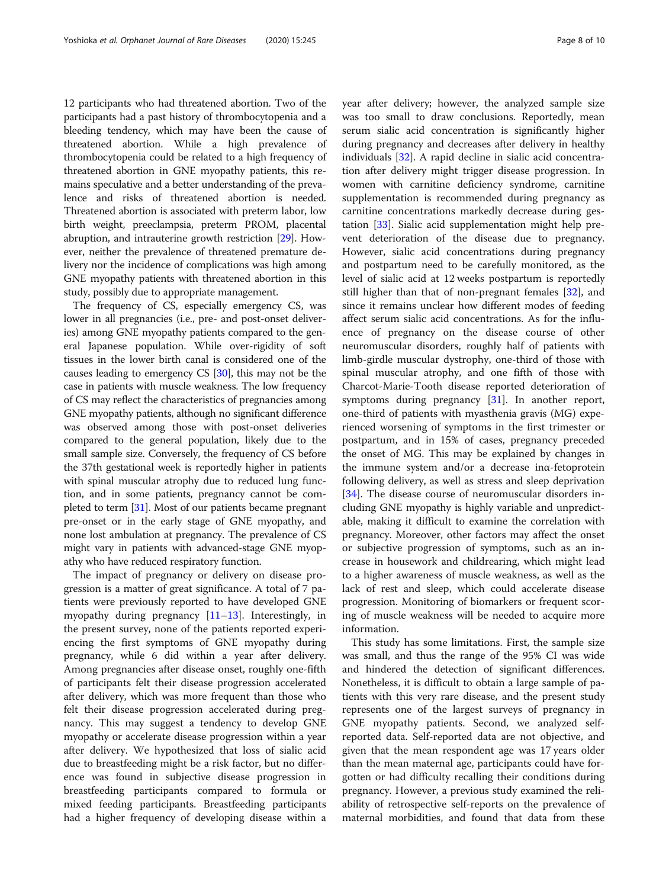12 participants who had threatened abortion. Two of the participants had a past history of thrombocytopenia and a bleeding tendency, which may have been the cause of threatened abortion. While a high prevalence of thrombocytopenia could be related to a high frequency of threatened abortion in GNE myopathy patients, this remains speculative and a better understanding of the prevalence and risks of threatened abortion is needed. Threatened abortion is associated with preterm labor, low birth weight, preeclampsia, preterm PROM, placental abruption, and intrauterine growth restriction [29]. However, neither the prevalence of threatened premature delivery nor the incidence of complications was high among GNE myopathy patients with threatened abortion in this study, possibly due to appropriate management.

The frequency of CS, especially emergency CS, was lower in all pregnancies (i.e., pre- and post-onset deliveries) among GNE myopathy patients compared to the general Japanese population. While over-rigidity of soft tissues in the lower birth canal is considered one of the causes leading to emergency CS [30], this may not be the case in patients with muscle weakness. The low frequency of CS may reflect the characteristics of pregnancies among GNE myopathy patients, although no significant difference was observed among those with post-onset deliveries compared to the general population, likely due to the small sample size. Conversely, the frequency of CS before the 37th gestational week is reportedly higher in patients with spinal muscular atrophy due to reduced lung function, and in some patients, pregnancy cannot be completed to term [31]. Most of our patients became pregnant pre-onset or in the early stage of GNE myopathy, and none lost ambulation at pregnancy. The prevalence of CS might vary in patients with advanced-stage GNE myopathy who have reduced respiratory function.

The impact of pregnancy or delivery on disease progression is a matter of great significance. A total of 7 patients were previously reported to have developed GNE myopathy during pregnancy [11–13]. Interestingly, in the present survey, none of the patients reported experiencing the first symptoms of GNE myopathy during pregnancy, while 6 did within a year after delivery. Among pregnancies after disease onset, roughly one-fifth of participants felt their disease progression accelerated after delivery, which was more frequent than those who felt their disease progression accelerated during pregnancy. This may suggest a tendency to develop GNE myopathy or accelerate disease progression within a year after delivery. We hypothesized that loss of sialic acid due to breastfeeding might be a risk factor, but no difference was found in subjective disease progression in breastfeeding participants compared to formula or mixed feeding participants. Breastfeeding participants had a higher frequency of developing disease within a year after delivery; however, the analyzed sample size was too small to draw conclusions. Reportedly, mean serum sialic acid concentration is significantly higher during pregnancy and decreases after delivery in healthy individuals [32]. A rapid decline in sialic acid concentration after delivery might trigger disease progression. In women with carnitine deficiency syndrome, carnitine supplementation is recommended during pregnancy as carnitine concentrations markedly decrease during gestation [33]. Sialic acid supplementation might help prevent deterioration of the disease due to pregnancy. However, sialic acid concentrations during pregnancy and postpartum need to be carefully monitored, as the level of sialic acid at 12 weeks postpartum is reportedly still higher than that of non-pregnant females [32], and since it remains unclear how different modes of feeding affect serum sialic acid concentrations. As for the influence of pregnancy on the disease course of other neuromuscular disorders, roughly half of patients with limb-girdle muscular dystrophy, one-third of those with spinal muscular atrophy, and one fifth of those with Charcot-Marie-Tooth disease reported deterioration of symptoms during pregnancy [31]. In another report, one-third of patients with myasthenia gravis (MG) experienced worsening of symptoms in the first trimester or postpartum, and in 15% of cases, pregnancy preceded the onset of MG. This may be explained by changes in the immune system and/or a decrease in α-fetoprotein following delivery, as well as stress and sleep deprivation [34]. The disease course of neuromuscular disorders including GNE myopathy is highly variable and unpredictable, making it difficult to examine the correlation with pregnancy. Moreover, other factors may affect the onset or subjective progression of symptoms, such as an increase in housework and childrearing, which might lead to a higher awareness of muscle weakness, as well as the lack of rest and sleep, which could accelerate disease progression. Monitoring of biomarkers or frequent scoring of muscle weakness will be needed to acquire more information.

This study has some limitations. First, the sample size was small, and thus the range of the 95% CI was wide and hindered the detection of significant differences. Nonetheless, it is difficult to obtain a large sample of patients with this very rare disease, and the present study represents one of the largest surveys of pregnancy in GNE myopathy patients. Second, we analyzed self-reported data. Self-reported data are not objective, and given that the mean respondent age was 17 years older than the mean maternal age, participants could have forgotten or had difficulty recalling their conditions during pregnancy. However, a previous study examined the reliability of retrospective self-reports on the prevalence of maternal morbidities, and found that data from these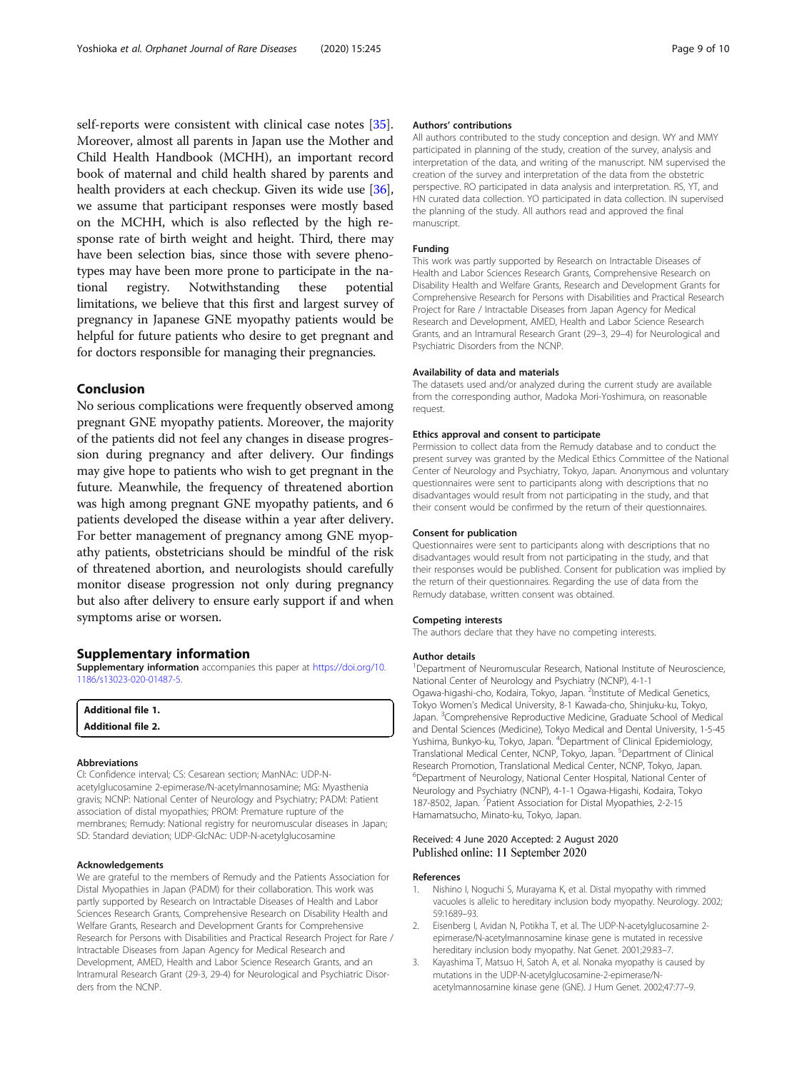self-reports were consistent with clinical case notes [35]. Moreover, almost all parents in Japan use the Mother and Child Health Handbook (MCHH), an important record book of maternal and child health shared by parents and health providers at each checkup. Given its wide use [36], we assume that participant responses were mostly based on the MCHH, which is also reflected by the high response rate of birth weight and height. Third, there may have been selection bias, since those with severe phenotypes may have been more prone to participate in the national registry. Notwithstanding these potential limitations, we believe that this first and largest survey of pregnancy in Japanese GNE myopathy patients would be helpful for future patients who desire to get pregnant and for doctors responsible for managing their pregnancies.

## Conclusion

No serious complications were frequently observed among pregnant GNE myopathy patients. Moreover, the majority of the patients did not feel any changes in disease progression during pregnancy and after delivery. Our findings may give hope to patients who wish to get pregnant in the future. Meanwhile, the frequency of threatened abortion was high among pregnant GNE myopathy patients, and 6 patients developed the disease within a year after delivery. For better management of pregnancy among GNE myopathy patients, obstetricians should be mindful of the risk of threatened abortion, and neurologists should carefully monitor disease progression not only during pregnancy but also after delivery to ensure early support if and when symptoms arise or worsen.

## Supplementary information

**Supplementary information** accompanies this paper at https://doi.org/10.1186/s13023-020-01487-5.

**Additional file 1.**
**Additional file 2.**

#### Abbreviations

CI: Confidence interval; CS: Cesarean section; ManNAc: UDP-N-acetylglucosamine 2-epimerase/N-acetylmannosamine; MG: Myasthenia gravis; NCNP: National Center of Neurology and Psychiatry; PADM: Patient association of distal myopathies; PROM: Premature rupture of the membranes; Remudy: National registry for neuromuscular diseases in Japan; SD: Standard deviation; UDP-GlcNAc: UDP-N-acetylglucosamine

#### Acknowledgements

We are grateful to the members of Remudy and the Patients Association for Distal Myopathies in Japan (PADM) for their collaboration. This work was partly supported by Research on Intractable Diseases of Health and Labor Sciences Research Grants, Comprehensive Research on Disability Health and Welfare Grants, Research and Development Grants for Comprehensive Research for Persons with Disabilities and Practical Research Project for Rare / Intractable Diseases from Japan Agency for Medical Research and Development, AMED, Health and Labor Science Research Grants, and an Intramural Research Grant (29-3, 29-4) for Neurological and Psychiatric Disorders from the NCNP.

#### Authors' contributions

All authors contributed to the study conception and design. WY and MMY participated in planning of the study, creation of the survey, analysis and interpretation of the data, and writing of the manuscript. NM supervised the creation of the survey and interpretation of the data from the obstetric perspective. RO participated in data analysis and interpretation. RS, YT, and HN curated data collection. YO participated in data collection. IN supervised the planning of the study. All authors read and approved the final manuscript.

#### Funding

This work was partly supported by Research on Intractable Diseases of Health and Labor Sciences Research Grants, Comprehensive Research on Disability Health and Welfare Grants, Research and Development Grants for Comprehensive Research for Persons with Disabilities and Practical Research Project for Rare / Intractable Diseases from Japan Agency for Medical Research and Development, AMED, Health and Labor Science Research Grants, and an Intramural Research Grant (29–3, 29–4) for Neurological and Psychiatric Disorders from the NCNP.

#### Availability of data and materials

The datasets used and/or analyzed during the current study are available from the corresponding author, Madoka Mori-Yoshimura, on reasonable request.

#### Ethics approval and consent to participate

Permission to collect data from the Remudy database and to conduct the present survey was granted by the Medical Ethics Committee of the National Center of Neurology and Psychiatry, Tokyo, Japan. Anonymous and voluntary questionnaires were sent to participants along with descriptions that no disadvantages would result from not participating in the study, and that their consent would be confirmed by the return of their questionnaires.

#### Consent for publication

Questionnaires were sent to participants along with descriptions that no disadvantages would result from not participating in the study, and that their responses would be published. Consent for publication was implied by the return of their questionnaires. Regarding the use of data from the Remudy database, written consent was obtained.

#### Competing interests

The authors declare that they have no competing interests.

#### Author details

[1]Department of Neuromuscular Research, National Institute of Neuroscience, National Center of Neurology and Psychiatry (NCNP), 4-1-1 Ogawa-higashi-cho, Kodaira, Tokyo, Japan. [2]Institute of Medical Genetics, Tokyo Women's Medical University, 8-1 Kawada-cho, Shinjuku-ku, Tokyo, Japan. [3]Comprehensive Reproductive Medicine, Graduate School of Medical and Dental Sciences (Medicine), Tokyo Medical and Dental University, 1-5-45 Yushima, Bunkyo-ku, Tokyo, Japan. [4]Department of Clinical Epidemiology, Translational Medical Center, NCNP, Tokyo, Japan. [5]Department of Clinical Research Promotion, Translational Medical Center, NCNP, Tokyo, Japan. [6]Department of Neurology, National Center Hospital, National Center of Neurology and Psychiatry (NCNP), 4-1-1 Ogawa-Higashi, Kodaira, Tokyo 187-8502, Japan. [7]Patient Association for Distal Myopathies, 2-2-15 Hamamatsucho, Minato-ku, Tokyo, Japan.

Received: 4 June 2020 Accepted: 2 August 2020
Published online: 11 September 2020

#### References

1. Nishino I, Noguchi S, Murayama K, et al. Distal myopathy with rimmed vacuoles is allelic to hereditary inclusion body myopathy. Neurology. 2002; 59:1689–93.
2. Eisenberg I, Avidan N, Potikha T, et al. The UDP-N-acetylglucosamine 2-epimerase/N-acetylmannosamine kinase gene is mutated in recessive hereditary inclusion body myopathy. Nat Genet. 2001;29:83–7.
3. Kayashima T, Matsuo H, Satoh A, et al. Nonaka myopathy is caused by mutations in the UDP-N-acetylglucosamine-2-epimerase/N-acetylmannosamine kinase gene (GNE). J Hum Genet. 2002;47:77–9.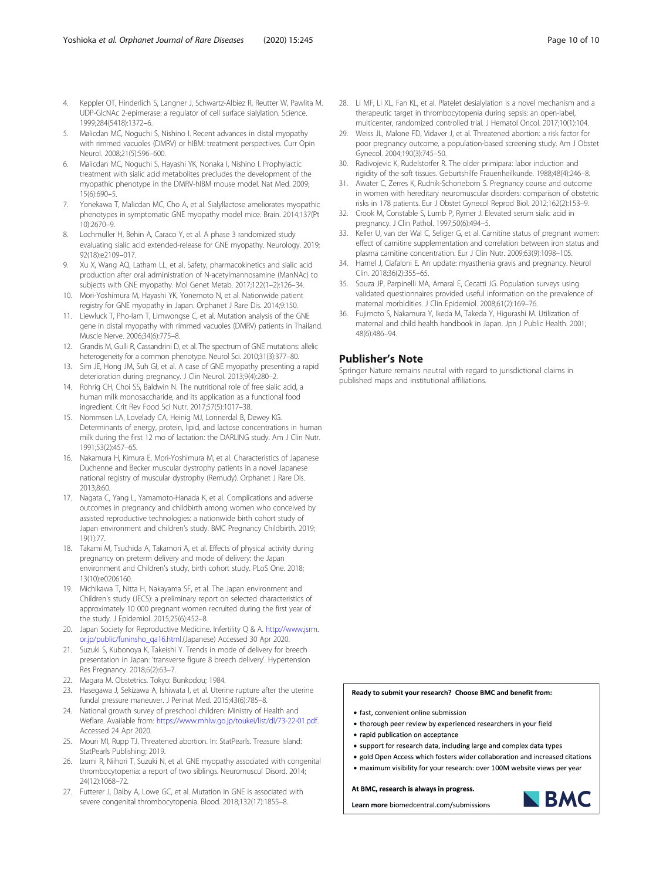4. Keppler OT, Hinderlich S, Langner J, Schwartz-Albiez R, Reutter W, Pawlita M. UDP-GlcNAc 2-epimerase: a regulator of cell surface sialylation. Science. 1999;284(5418):1372–6.
5. Malicdan MC, Noguchi S, Nishino I. Recent advances in distal myopathy with rimmed vacuoles (DMRV) or hIBM: treatment perspectives. Curr Opin Neurol. 2008;21(5):596–600.
6. Malicdan MC, Noguchi S, Hayashi YK, Nonaka I, Nishino I. Prophylactic treatment with sialic acid metabolites precludes the development of the myopathic phenotype in the DMRV-hIBM mouse model. Nat Med. 2009; 15(6):690–5.
7. Yonekawa T, Malicdan MC, Cho A, et al. Sialyllactose ameliorates myopathic phenotypes in symptomatic GNE myopathy model mice. Brain. 2014;137(Pt 10):2670–9.
8. Lochmuller H, Behin A, Caraco Y, et al. A phase 3 randomized study evaluating sialic acid extended-release for GNE myopathy. Neurology. 2019; 92(18):e2109–017.
9. Xu X, Wang AQ, Latham LL, et al. Safety, pharmacokinetics and sialic acid production after oral administration of N-acetylmannosamine (ManNAc) to subjects with GNE myopathy. Mol Genet Metab. 2017;122(1–2):126–34.
10. Mori-Yoshimura M, Hayashi YK, Yonemoto N, et al. Nationwide patient registry for GNE myopathy in Japan. Orphanet J Rare Dis. 2014;9:150.
11. Liewluck T, Pho-Iam T, Limwongse C, et al. Mutation analysis of the GNE gene in distal myopathy with rimmed vacuoles (DMRV) patients in Thailand. Muscle Nerve. 2006;34(6):775–8.
12. Grandis M, Gulli R, Cassandrini D, et al. The spectrum of GNE mutations: allelic heterogeneity for a common phenotype. Neurol Sci. 2010;31(3):377–80.
13. Sim JE, Hong JM, Suh GI, et al. A case of GNE myopathy presenting a rapid deterioration during pregnancy. J Clin Neurol. 2013;9(4):280–2.
14. Rohrig CH, Choi SS, Baldwin N. The nutritional role of free sialic acid, a human milk monosaccharide, and its application as a functional food ingredient. Crit Rev Food Sci Nutr. 2017;57(5):1017–38.
15. Nommsen LA, Lovelady CA, Heinig MJ, Lonnerdal B, Dewey KG. Determinants of energy, protein, lipid, and lactose concentrations in human milk during the first 12 mo of lactation: the DARLING study. Am J Clin Nutr. 1991;53(2):457–65.
16. Nakamura H, Kimura E, Mori-Yoshimura M, et al. Characteristics of Japanese Duchenne and Becker muscular dystrophy patients in a novel Japanese national registry of muscular dystrophy (Remudy). Orphanet J Rare Dis. 2013;8:60.
17. Nagata C, Yang L, Yamamoto-Hanada K, et al. Complications and adverse outcomes in pregnancy and childbirth among women who conceived by assisted reproductive technologies: a nationwide birth cohort study of Japan environment and children's study. BMC Pregnancy Childbirth. 2019; 19(1):77.
18. Takami M, Tsuchida A, Takamori A, et al. Effects of physical activity during pregnancy on preterm delivery and mode of delivery: the Japan environment and Children's study, birth cohort study. PLoS One. 2018; 13(10):e0206160.
19. Michikawa T, Nitta H, Nakayama SF, et al. The Japan environment and Children's study (JECS): a preliminary report on selected characteristics of approximately 10 000 pregnant women recruited during the first year of the study. J Epidemiol. 2015;25(6):452–8.
20. Japan Society for Reproductive Medicine. Infertility Q & A. http://www.jsrm.or.jp/public/funinsho_qa16.html.(Japanese) Accessed 30 Apr 2020.
21. Suzuki S, Kubonoya K, Takeishi Y. Trends in mode of delivery for breech presentation in Japan: 'transverse figure 8 breech delivery'. Hypertension Res Pregnancy. 2018;6(2):63–7.
22. Magara M. Obstetrics. Tokyo: Bunkodou; 1984.
23. Hasegawa J, Sekizawa A, Ishiwata I, et al. Uterine rupture after the uterine fundal pressure maneuver. J Perinat Med. 2015;43(6):785–8.
24. National growth survey of preschool children: Ministry of Health and Weflare. Available from: https://www.mhlw.go.jp/toukei/list/dl/73-22-01.pdf. Accessed 24 Apr 2020.
25. Mouri MI, Rupp TJ. Threatened abortion. In: StatPearls. Treasure Island: StatPearls Publishing; 2019.
26. Izumi R, Niihori T, Suzuki N, et al. GNE myopathy associated with congenital thrombocytopenia: a report of two siblings. Neuromuscul Disord. 2014; 24(12):1068–72.
27. Futterer J, Dalby A, Lowe GC, et al. Mutation in GNE is associated with severe congenital thrombocytopenia. Blood. 2018;132(17):1855–8.
28. Li MF, Li XL, Fan KL, et al. Platelet desialylation is a novel mechanism and a therapeutic target in thrombocytopenia during sepsis: an open-label, multicenter, randomized controlled trial. J Hematol Oncol. 2017;10(1):104.
29. Weiss JL, Malone FD, Vidaver J, et al. Threatened abortion: a risk factor for poor pregnancy outcome, a population-based screening study. Am J Obstet Gynecol. 2004;190(3):745–50.
30. Radivojevic K, Rudelstorfer R. The older primipara: labor induction and rigidity of the soft tissues. Geburtshilfe Frauenheilkunde. 1988;48(4):246–8.
31. Awater C, Zerres K, Rudnik-Schoneborn S. Pregnancy course and outcome in women with hereditary neuromuscular disorders: comparison of obstetric risks in 178 patients. Eur J Obstet Gynecol Reprod Biol. 2012;162(2):153–9.
32. Crook M, Constable S, Lumb P, Rymer J. Elevated serum sialic acid in pregnancy. J Clin Pathol. 1997;50(6):494–5.
33. Keller U, van der Wal C, Seliger G, et al. Carnitine status of pregnant women: effect of carnitine supplementation and correlation between iron status and plasma carnitine concentration. Eur J Clin Nutr. 2009;63(9):1098–105.
34. Hamel J, Ciafaloni E. An update: myasthenia gravis and pregnancy. Neurol Clin. 2018;36(2):355–65.
35. Souza JP, Parpinelli MA, Amaral E, Cecatti JG. Population surveys using validated questionnaires provided useful information on the prevalence of maternal morbidities. J Clin Epidemiol. 2008;61(2):169–76.
36. Fujimoto S, Nakamura Y, Ikeda M, Takeda Y, Higurashi M. Utilization of maternal and child health handbook in Japan. Jpn J Public Health. 2001; 48(6):486–94.

## Publisher's Note

Springer Nature remains neutral with regard to jurisdictional claims in published maps and institutional affiliations.

**Ready to submit your research? Choose BMC and benefit from:**

- fast, convenient online submission
- thorough peer review by experienced researchers in your field
- rapid publication on acceptance
- support for research data, including large and complex data types
- gold Open Access which fosters wider collaboration and increased citations
- maximum visibility for your research: over 100M website views per year

**At BMC, research is always in progress.**

**Learn more** biomedcentral.com/submissions

BMC